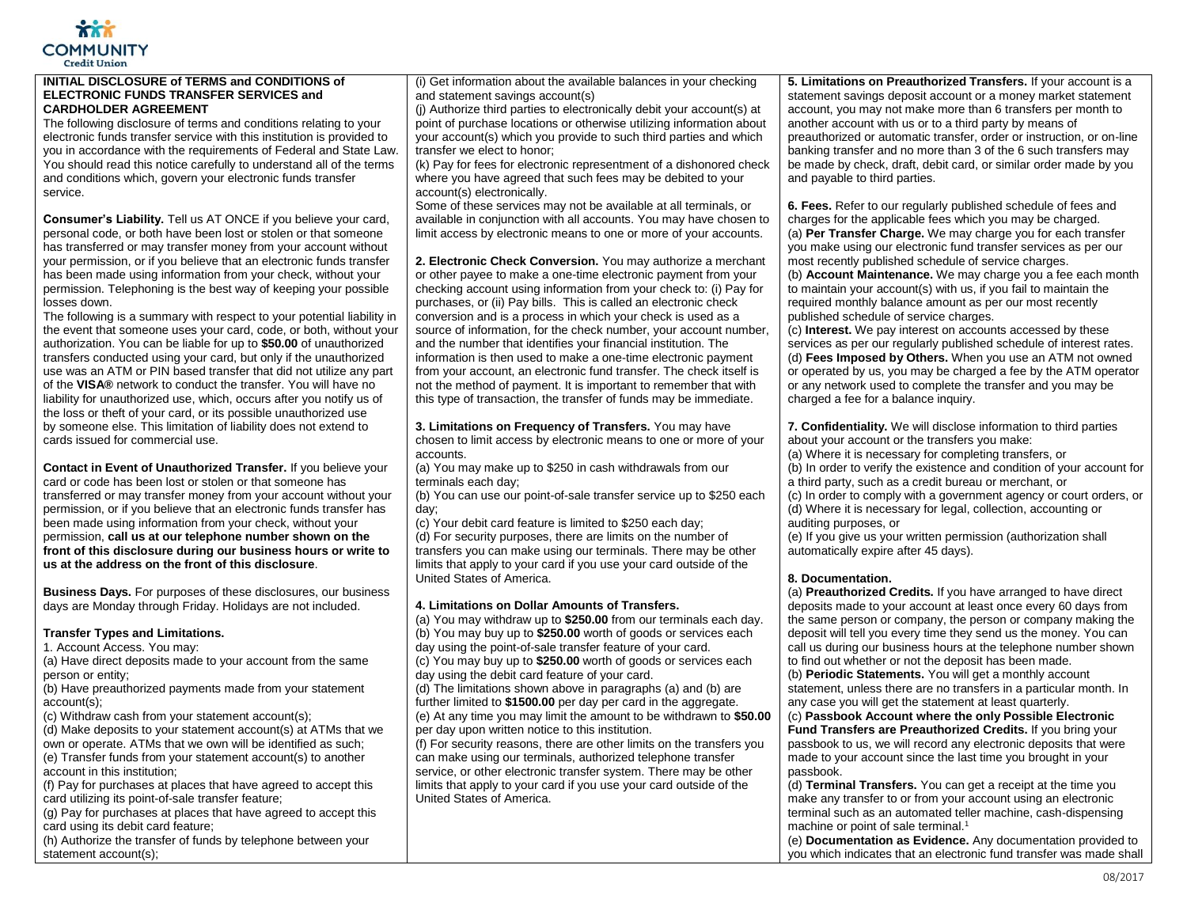**INITIAL DISCLOSURE of TERMS and CONDITIONS of ELECTRONIC FUNDS TRANSFER SERVICES and CARDHOLDER AGREEMENT**

The following disclosure of terms and conditions relating to your electronic funds transfer service with this institution is provided to you in accordance with the requirements of Federal and State Law. You should read this notice carefully to understand all of the terms and conditions which, govern your electronic funds transfer service.

**Consumer's Liability.** Tell us AT ONCE if you believe your card, personal code, or both have been lost or stolen or that someone has transferred or may transfer money from your account without your permission, or if you believe that an electronic funds transfer has been made using information from your check, without your permission. Telephoning is the best way of keeping your possible losses down.

The following is a summary with respect to your potential liability in the event that someone uses your card, code, or both, without your authorization. You can be liable for up to **$50.00** of unauthorized transfers conducted using your card, but only if the unauthorized use was an ATM or PIN based transfer that did not utilize any part of the **VISA®** network to conduct the transfer. You will have no liability for unauthorized use, which, occurs after you notify us of the loss or theft of your card, or its possible unauthorized use by someone else. This limitation of liability does not extend to cards issued for commercial use.

**Contact in Event of Unauthorized Transfer.** If you believe your card or code has been lost or stolen or that someone has transferred or may transfer money from your account without your permission, or if you believe that an electronic funds transfer has been made using information from your check, without your permission, **call us at our telephone number shown on the front of this disclosure during our business hours or write to us at the address on the front of this disclosure**.

**Business Days.** For purposes of these disclosures, our business days are Monday through Friday. Holidays are not included.

**Transfer Types and Limitations.**

1. Account Access. You may:

(a) Have direct deposits made to your account from the same person or entity;

(b) Have preauthorized payments made from your statement account(s);

(c) Withdraw cash from your statement account(s);

(d) Make deposits to your statement account(s) at ATMs that we own or operate. ATMs that we own will be identified as such;

(e) Transfer funds from your statement account(s) to another account in this institution;

(f) Pay for purchases at places that have agreed to accept this card utilizing its point-of-sale transfer feature;

(g) Pay for purchases at places that have agreed to accept this card using its debit card feature;

(h) Authorize the transfer of funds by telephone between your statement account(s);

(i) Get information about the available balances in your checking and statement savings account(s)

(j) Authorize third parties to electronically debit your account(s) at point of purchase locations or otherwise utilizing information about your account(s) which you provide to such third parties and which transfer we elect to honor;

(k) Pay for fees for electronic representment of a dishonored check where you have agreed that such fees may be debited to your account(s) electronically.

Some of these services may not be available at all terminals, or available in conjunction with all accounts. You may have chosen to limit access by electronic means to one or more of your accounts.

**2. Electronic Check Conversion.** You may authorize a merchant or other payee to make a one-time electronic payment from your checking account using information from your check to: (i) Pay for purchases, or (ii) Pay bills. This is called an electronic check conversion and is a process in which your check is used as a source of information, for the check number, your account number, and the number that identifies your financial institution. The information is then used to make a one-time electronic payment from your account, an electronic fund transfer. The check itself is not the method of payment. It is important to remember that with this type of transaction, the transfer of funds may be immediate.

**3. Limitations on Frequency of Transfers.** You may have chosen to limit access by electronic means to one or more of your accounts.

(a) You may make up to $250 in cash withdrawals from our terminals each day;

(b) You can use our point-of-sale transfer service up to $250 each day;

(c) Your debit card feature is limited to $250 each day;

(d) For security purposes, there are limits on the number of transfers you can make using our terminals. There may be other limits that apply to your card if you use your card outside of the United States of America.

**4. Limitations on Dollar Amounts of Transfers.**

(a) You may withdraw up to **$250.00** from our terminals each day.

(b) You may buy up to **$250.00** worth of goods or services each day using the point-of-sale transfer feature of your card.

(c) You may buy up to **$250.00** worth of goods or services each day using the debit card feature of your card.

(d) The limitations shown above in paragraphs (a) and (b) are further limited to **$1500.00** per day per card in the aggregate.

(e) At any time you may limit the amount to be withdrawn to **$50.00** per day upon written notice to this institution.

(f) For security reasons, there are other limits on the transfers you can make using our terminals, authorized telephone transfer service, or other electronic transfer system. There may be other limits that apply to your card if you use your card outside of the United States of America.

**5. Limitations on Preauthorized Transfers.** If your account is a statement savings deposit account or a money market statement account, you may not make more than 6 transfers per month to another account with us or to a third party by means of preauthorized or automatic transfer, order or instruction, or on-line banking transfer and no more than 3 of the 6 such transfers may be made by check, draft, debit card, or similar order made by you and payable to third parties.

**6. Fees.** Refer to our regularly published schedule of fees and charges for the applicable fees which you may be charged.

(a) **Per Transfer Charge.** We may charge you for each transfer you make using our electronic fund transfer services as per our most recently published schedule of service charges.

(b) **Account Maintenance.** We may charge you a fee each month to maintain your account(s) with us, if you fail to maintain the required monthly balance amount as per our most recently published schedule of service charges.

(c) **Interest.** We pay interest on accounts accessed by these services as per our regularly published schedule of interest rates.

(d) **Fees Imposed by Others.** When you use an ATM not owned or operated by us, you may be charged a fee by the ATM operator or any network used to complete the transfer and you may be charged a fee for a balance inquiry.

**7. Confidentiality.** We will disclose information to third parties about your account or the transfers you make:

(a) Where it is necessary for completing transfers, or

(b) In order to verify the existence and condition of your account for a third party, such as a credit bureau or merchant, or

(c) In order to comply with a government agency or court orders, or

(d) Where it is necessary for legal, collection, accounting or auditing purposes, or

(e) If you give us your written permission (authorization shall automatically expire after 45 days).

**8. Documentation.**

(a) **Preauthorized Credits.** If you have arranged to have direct deposits made to your account at least once every 60 days from the same person or company, the person or company making the deposit will tell you every time they send us the money. You can call us during our business hours at the telephone number shown to find out whether or not the deposit has been made.

(b) **Periodic Statements.** You will get a monthly account statement, unless there are no transfers in a particular month. In any case you will get the statement at least quarterly.

(c) **Passbook Account where the only Possible Electronic Fund Transfers are Preauthorized Credits.** If you bring your passbook to us, we will record any electronic deposits that were made to your account since the last time you brought in your passbook.

(d) **Terminal Transfers.** You can get a receipt at the time you make any transfer to or from your account using an electronic terminal such as an automated teller machine, cash-dispensing machine or point of sale terminal.[1]

(e) **Documentation as Evidence.** Any documentation provided to you which indicates that an electronic fund transfer was made shall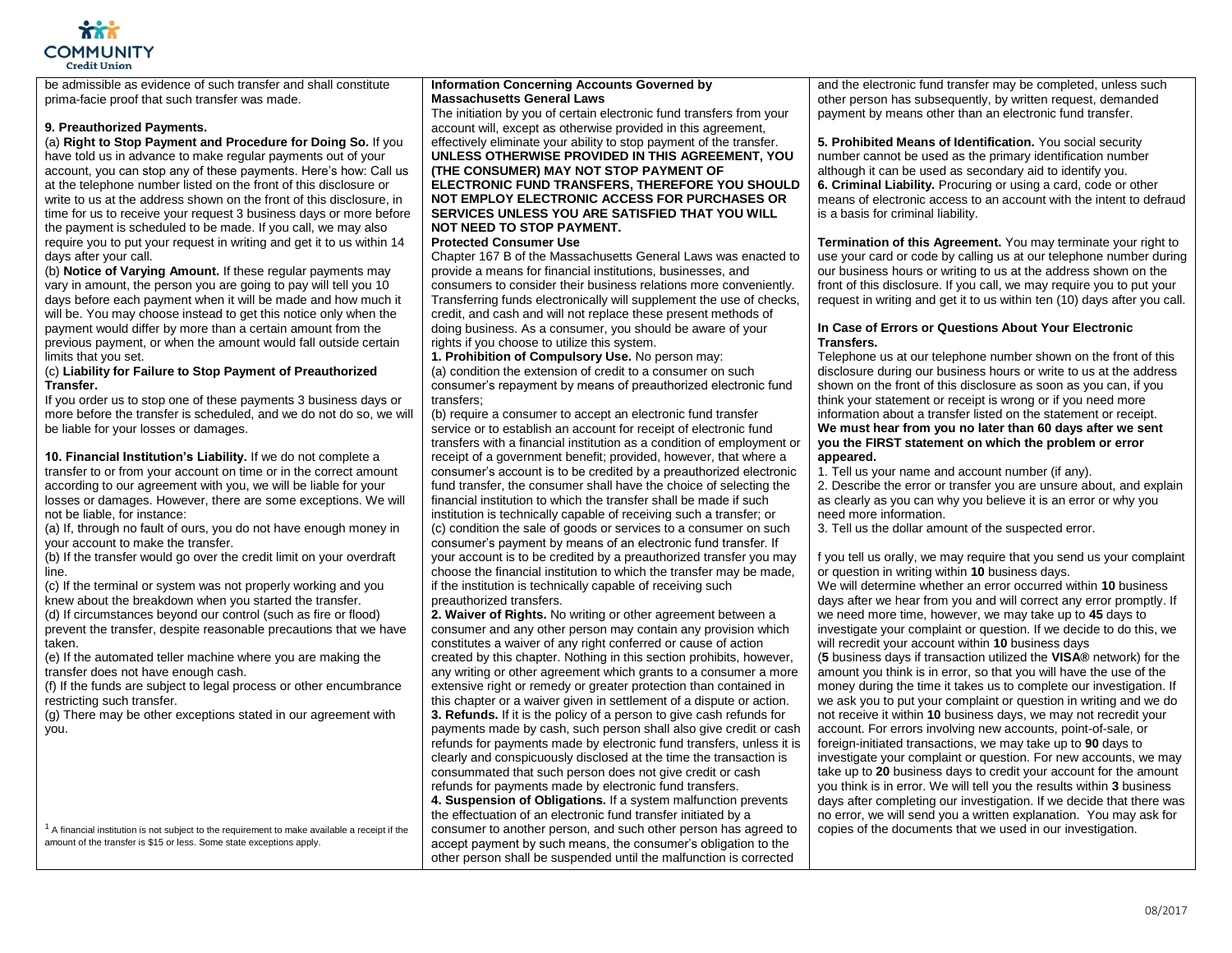be admissible as evidence of such transfer and shall constitute prima-facie proof that such transfer was made.

**9. Preauthorized Payments.**

(a) **Right to Stop Payment and Procedure for Doing So.** If you have told us in advance to make regular payments out of your account, you can stop any of these payments. Here's how: Call us at the telephone number listed on the front of this disclosure or write to us at the address shown on the front of this disclosure, in time for us to receive your request 3 business days or more before the payment is scheduled to be made. If you call, we may also require you to put your request in writing and get it to us within 14 days after your call.

(b) **Notice of Varying Amount.** If these regular payments may vary in amount, the person you are going to pay will tell you 10 days before each payment when it will be made and how much it will be. You may choose instead to get this notice only when the payment would differ by more than a certain amount from the previous payment, or when the amount would fall outside certain limits that you set.

(c) **Liability for Failure to Stop Payment of Preauthorized Transfer.**

If you order us to stop one of these payments 3 business days or more before the transfer is scheduled, and we do not do so, we will be liable for your losses or damages.

**10. Financial Institution's Liability.** If we do not complete a transfer to or from your account on time or in the correct amount according to our agreement with you, we will be liable for your losses or damages. However, there are some exceptions. We will not be liable, for instance:

(a) If, through no fault of ours, you do not have enough money in your account to make the transfer.

(b) If the transfer would go over the credit limit on your overdraft line.

(c) If the terminal or system was not properly working and you knew about the breakdown when you started the transfer.

(d) If circumstances beyond our control (such as fire or flood) prevent the transfer, despite reasonable precautions that we have taken.

(e) If the automated teller machine where you are making the transfer does not have enough cash.

(f) If the funds are subject to legal process or other encumbrance restricting such transfer.

(g) There may be other exceptions stated in our agreement with you.

[1] A financial institution is not subject to the requirement to make available a receipt if the amount of the transfer is $15 or less. Some state exceptions apply.

**Information Concerning Accounts Governed by Massachusetts General Laws**

The initiation by you of certain electronic fund transfers from your account will, except as otherwise provided in this agreement, effectively eliminate your ability to stop payment of the transfer. **UNLESS OTHERWISE PROVIDED IN THIS AGREEMENT, YOU (THE CONSUMER) MAY NOT STOP PAYMENT OF ELECTRONIC FUND TRANSFERS, THEREFORE YOU SHOULD NOT EMPLOY ELECTRONIC ACCESS FOR PURCHASES OR SERVICES UNLESS YOU ARE SATISFIED THAT YOU WILL NOT NEED TO STOP PAYMENT.**

**Protected Consumer Use**

Chapter 167 B of the Massachusetts General Laws was enacted to provide a means for financial institutions, businesses, and consumers to consider their business relations more conveniently. Transferring funds electronically will supplement the use of checks, credit, and cash and will not replace these present methods of doing business. As a consumer, you should be aware of your rights if you choose to utilize this system.

**1. Prohibition of Compulsory Use.** No person may:

(a) condition the extension of credit to a consumer on such consumer's repayment by means of preauthorized electronic fund transfers;

(b) require a consumer to accept an electronic fund transfer service or to establish an account for receipt of electronic fund transfers with a financial institution as a condition of employment or receipt of a government benefit; provided, however, that where a consumer's account is to be credited by a preauthorized electronic fund transfer, the consumer shall have the choice of selecting the financial institution to which the transfer shall be made if such institution is technically capable of receiving such a transfer; or

(c) condition the sale of goods or services to a consumer on such consumer's payment by means of an electronic fund transfer. If your account is to be credited by a preauthorized transfer you may choose the financial institution to which the transfer may be made, if the institution is technically capable of receiving such preauthorized transfers.

**2. Waiver of Rights.** No writing or other agreement between a consumer and any other person may contain any provision which constitutes a waiver of any right conferred or cause of action created by this chapter. Nothing in this section prohibits, however, any writing or other agreement which grants to a consumer a more extensive right or remedy or greater protection than contained in this chapter or a waiver given in settlement of a dispute or action.

**3. Refunds.** If it is the policy of a person to give cash refunds for payments made by cash, such person shall also give credit or cash refunds for payments made by electronic fund transfers, unless it is clearly and conspicuously disclosed at the time the transaction is consummated that such person does not give credit or cash refunds for payments made by electronic fund transfers.

**4. Suspension of Obligations.** If a system malfunction prevents the effectuation of an electronic fund transfer initiated by a consumer to another person, and such other person has agreed to accept payment by such means, the consumer's obligation to the other person shall be suspended until the malfunction is corrected and the electronic fund transfer may be completed, unless such other person has subsequently, by written request, demanded payment by means other than an electronic fund transfer.

**5. Prohibited Means of Identification.** You social security number cannot be used as the primary identification number although it can be used as secondary aid to identify you.

**6. Criminal Liability.** Procuring or using a card, code or other means of electronic access to an account with the intent to defraud is a basis for criminal liability.

**Termination of this Agreement.** You may terminate your right to use your card or code by calling us at our telephone number during our business hours or writing to us at the address shown on the front of this disclosure. If you call, we may require you to put your request in writing and get it to us within ten (10) days after you call.

**In Case of Errors or Questions About Your Electronic Transfers.**

Telephone us at our telephone number shown on the front of this disclosure during our business hours or write to us at the address shown on the front of this disclosure as soon as you can, if you think your statement or receipt is wrong or if you need more information about a transfer listed on the statement or receipt. **We must hear from you no later than 60 days after we sent you the FIRST statement on which the problem or error appeared.**

1. Tell us your name and account number (if any).
2. Describe the error or transfer you are unsure about, and explain as clearly as you can why you believe it is an error or why you need more information.
3. Tell us the dollar amount of the suspected error.

f you tell us orally, we may require that you send us your complaint or question in writing within **10** business days.

We will determine whether an error occurred within **10** business days after we hear from you and will correct any error promptly. If we need more time, however, we may take up to **45** days to investigate your complaint or question. If we decide to do this, we will recredit your account within **10** business days (**5** business days if transaction utilized the **VISA®** network) for the amount you think is in error, so that you will have the use of the money during the time it takes us to complete our investigation. If we ask you to put your complaint or question in writing and we do not receive it within **10** business days, we may not recredit your account. For errors involving new accounts, point-of-sale, or foreign-initiated transactions, we may take up to **90** days to investigate your complaint or question. For new accounts, we may take up to **20** business days to credit your account for the amount you think is in error. We will tell you the results within **3** business days after completing our investigation. If we decide that there was no error, we will send you a written explanation. You may ask for copies of the documents that we used in our investigation.

08/2017